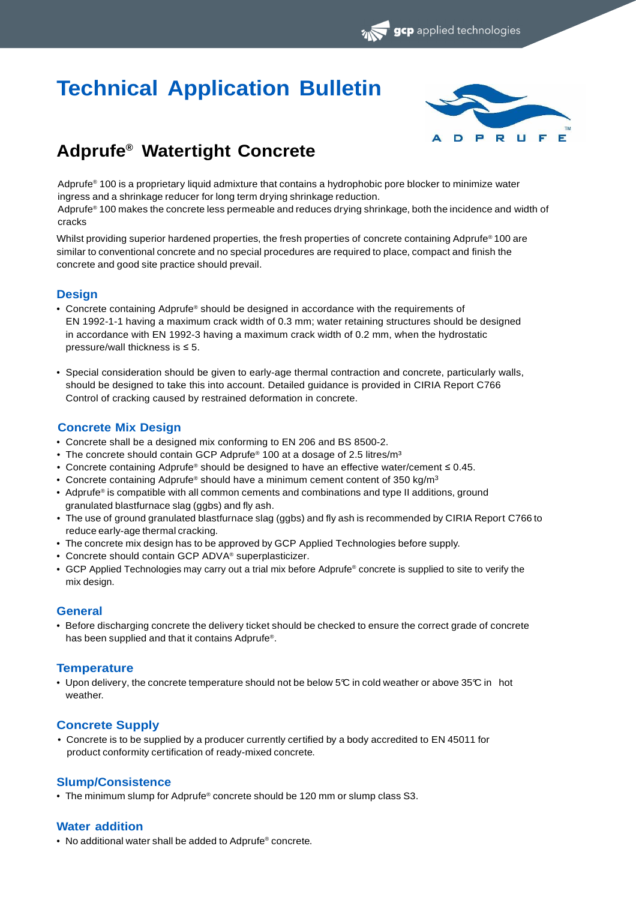# Technical Application Bulletin

## Adprufe® Watertight Concrete

Adprufe® 100 is a proprietary liquid admixture that contains a hydrophobic pore blocker to minimize water ingress and a shrinkage reducer for long term drying shrinkage reduction.
Adprufe® 100 makes the concrete less permeable and reduces drying shrinkage, both the incidence and width of cracks

Whilst providing superior hardened properties, the fresh properties of concrete containing Adprufe® 100 are similar to conventional concrete and no special procedures are required to place, compact and finish the concrete and good site practice should prevail.

### Design

- Concrete containing Adprufe® should be designed in accordance with the requirements of EN 1992-1-1 having a maximum crack width of 0.3 mm; water retaining structures should be designed in accordance with EN 1992-3 having a maximum crack width of 0.2 mm, when the hydrostatic pressure/wall thickness is ≤ 5.

- Special consideration should be given to early-age thermal contraction and concrete, particularly walls, should be designed to take this into account. Detailed guidance is provided in CIRIA Report C766 Control of cracking caused by restrained deformation in concrete.

### Concrete Mix Design

- Concrete shall be a designed mix conforming to EN 206 and BS 8500-2.
- The concrete should contain GCP Adprufe® 100 at a dosage of 2.5 litres/m³
- Concrete containing Adprufe® should be designed to have an effective water/cement ≤ 0.45.
- Concrete containing Adprufe® should have a minimum cement content of 350 kg/m³
- Adprufe® is compatible with all common cements and combinations and type II additions, ground granulated blastfurnace slag (ggbs) and fly ash.
- The use of ground granulated blastfurnace slag (ggbs) and fly ash is recommended by CIRIA Report C766 to reduce early-age thermal cracking.
- The concrete mix design has to be approved by GCP Applied Technologies before supply.
- Concrete should contain GCP ADVA® superplasticizer.
- GCP Applied Technologies may carry out a trial mix before Adprufe® concrete is supplied to site to verify the mix design.

### General

- Before discharging concrete the delivery ticket should be checked to ensure the correct grade of concrete has been supplied and that it contains Adprufe®.

### Temperature

- Upon delivery, the concrete temperature should not be below 5℃ in cold weather or above 35℃ in hot weather.

### Concrete Supply

- Concrete is to be supplied by a producer currently certified by a body accredited to EN 45011 for product conformity certification of ready-mixed concrete.

### Slump/Consistence

- The minimum slump for Adprufe® concrete should be 120 mm or slump class S3.

### Water addition

- No additional water shall be added to Adprufe® concrete.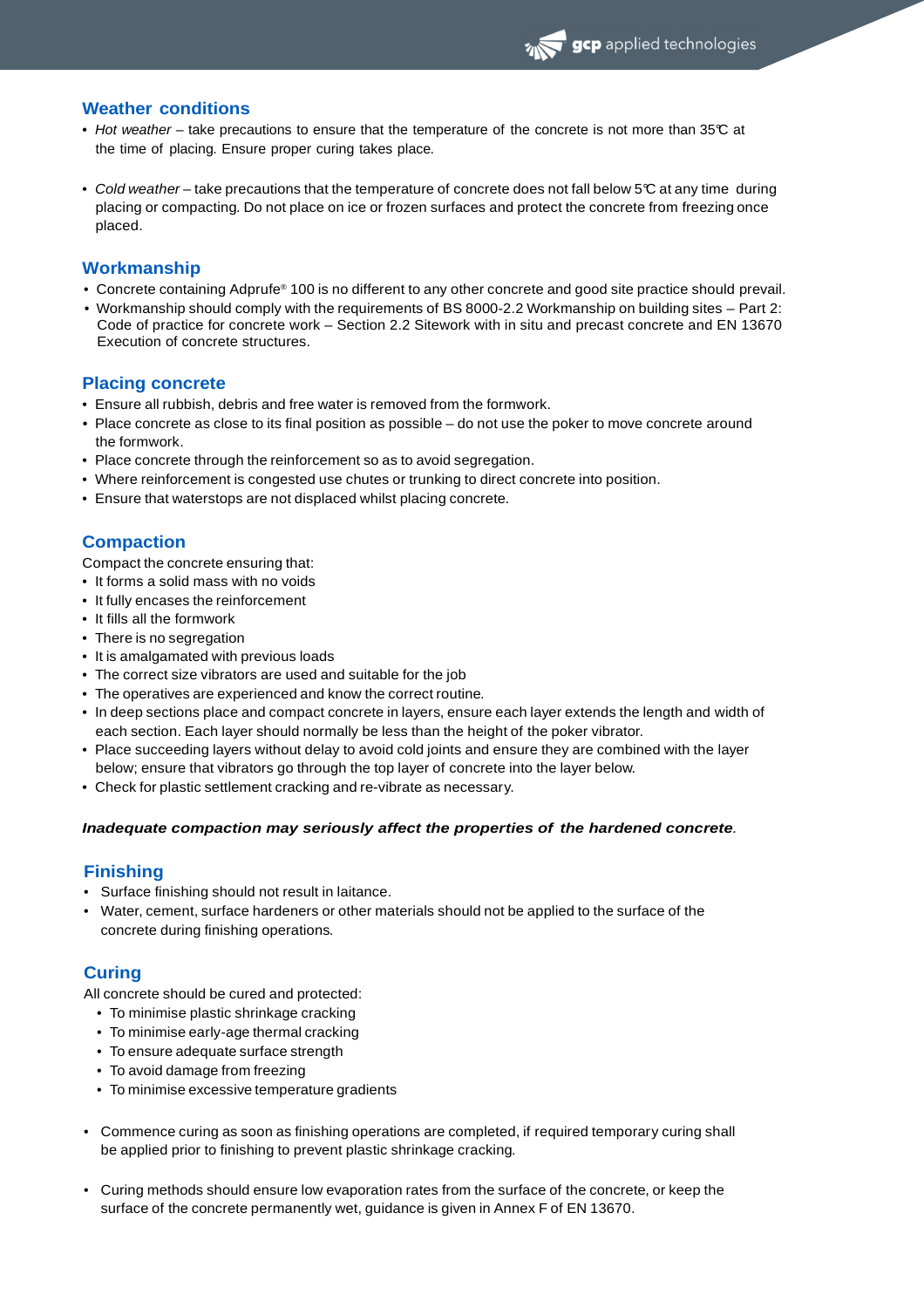## Weather conditions

- *Hot weather* – take precautions to ensure that the temperature of the concrete is not more than 35℃ at the time of placing. Ensure proper curing takes place.

- *Cold weather* – take precautions that the temperature of concrete does not fall below 5℃ at any time during placing or compacting. Do not place on ice or frozen surfaces and protect the concrete from freezing once placed.

## Workmanship

- Concrete containing Adprufe® 100 is no different to any other concrete and good site practice should prevail.
- Workmanship should comply with the requirements of BS 8000-2.2 Workmanship on building sites – Part 2: Code of practice for concrete work – Section 2.2 Sitework with in situ and precast concrete and EN 13670 Execution of concrete structures.

## Placing concrete

- Ensure all rubbish, debris and free water is removed from the formwork.
- Place concrete as close to its final position as possible – do not use the poker to move concrete around the formwork.
- Place concrete through the reinforcement so as to avoid segregation.
- Where reinforcement is congested use chutes or trunking to direct concrete into position.
- Ensure that waterstops are not displaced whilst placing concrete.

## Compaction

Compact the concrete ensuring that:

- It forms a solid mass with no voids
- It fully encases the reinforcement
- It fills all the formwork
- There is no segregation
- It is amalgamated with previous loads
- The correct size vibrators are used and suitable for the job
- The operatives are experienced and know the correct routine.
- In deep sections place and compact concrete in layers, ensure each layer extends the length and width of each section. Each layer should normally be less than the height of the poker vibrator.
- Place succeeding layers without delay to avoid cold joints and ensure they are combined with the layer below; ensure that vibrators go through the top layer of concrete into the layer below.
- Check for plastic settlement cracking and re-vibrate as necessary.

***Inadequate compaction may seriously affect the properties of the hardened concrete*.**

## Finishing

- Surface finishing should not result in laitance.
- Water, cement, surface hardeners or other materials should not be applied to the surface of the concrete during finishing operations.

## Curing

All concrete should be cured and protected:

- To minimise plastic shrinkage cracking
- To minimise early-age thermal cracking
- To ensure adequate surface strength
- To avoid damage from freezing
- To minimise excessive temperature gradients

- Commence curing as soon as finishing operations are completed, if required temporary curing shall be applied prior to finishing to prevent plastic shrinkage cracking.

- Curing methods should ensure low evaporation rates from the surface of the concrete, or keep the surface of the concrete permanently wet, guidance is given in Annex F of EN 13670.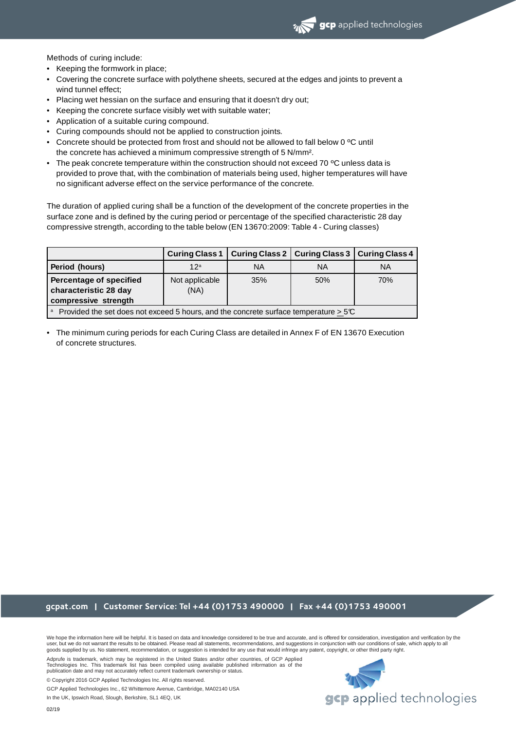Methods of curing include:

- Keeping the formwork in place;
- Covering the concrete surface with polythene sheets, secured at the edges and joints to prevent a wind tunnel effect;
- Placing wet hessian on the surface and ensuring that it doesn't dry out;
- Keeping the concrete surface visibly wet with suitable water;
- Application of a suitable curing compound.
- Curing compounds should not be applied to construction joints.
- Concrete should be protected from frost and should not be allowed to fall below 0 ºC until the concrete has achieved a minimum compressive strength of 5 N/mm².
- The peak concrete temperature within the construction should not exceed 70 ºC unless data is provided to prove that, with the combination of materials being used, higher temperatures will have no significant adverse effect on the service performance of the concrete.

The duration of applied curing shall be a function of the development of the concrete properties in the surface zone and is defined by the curing period or percentage of the specified characteristic 28 day compressive strength, according to the table below (EN 13670:2009: Table 4 - Curing classes)

| | Curing Class 1 | Curing Class 2 | Curing Class 3 | Curing Class 4 |
|---|---|---|---|---|
| **Period (hours)** | 12[a] | NA | NA | NA |
| **Percentage of specified characteristic 28 day compressive strength** | Not applicable (NA) | 35% | 50% | 70% |
| [a] Provided the set does not exceed 5 hours, and the concrete surface temperature ≥ 5℃ | | | | |

- The minimum curing periods for each Curing Class are detailed in Annex F of EN 13670 Execution of concrete structures.

gcpat.com | Customer Service: Tel +44 (0)1753 490000 | Fax +44 (0)1753 490001

We hope the information here will be helpful. It is based on data and knowledge considered to be true and accurate, and is offered for consideration, investigation and verification by the user, but we do not warrant the results to be obtained. Please read all statements, recommendations, and suggestions in conjunction with our conditions of sale, which apply to all goods supplied by us. No statement, recommendation, or suggestion is intended for any use that would infringe any patent, copyright, or other third party right.

Adprufe is trademark, which may be registered in the United States and/or other countries, of GCP Applied Technologies Inc. This trademark list has been compiled using available published information as of the publication date and may not accurately reflect current trademark ownership or status.

© Copyright 2016 GCP Applied Technologies Inc. All rights reserved.

GCP Applied Technologies Inc., 62 Whittemore Avenue, Cambridge, MA02140 USA

In the UK, Ipswich Road, Slough, Berkshire, SL1 4EQ, UK

02/19